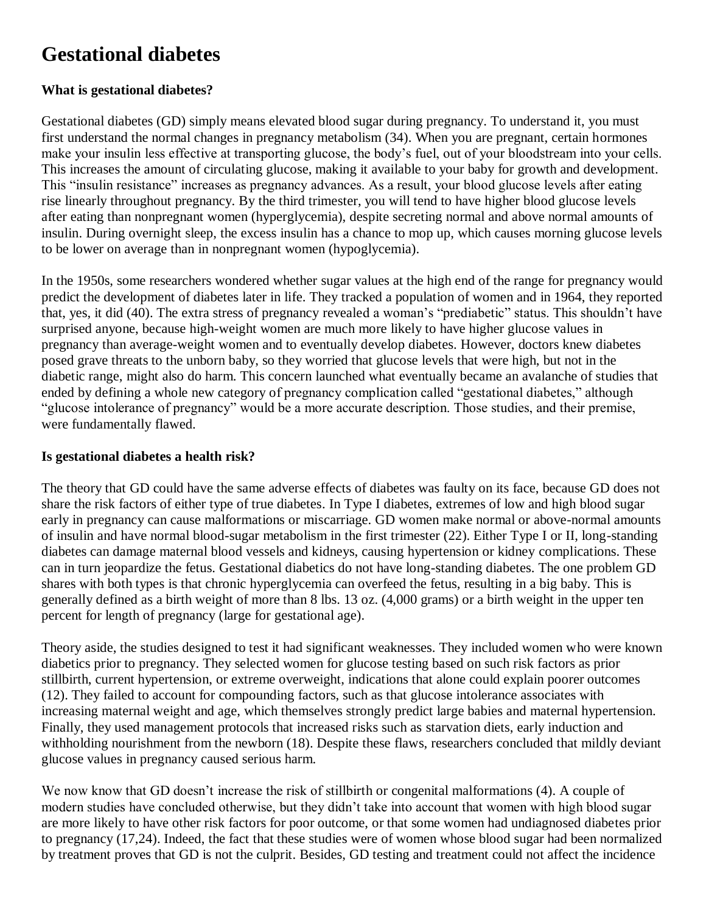# Gestational diabetes

### What is gestational diabetes?

Gestational diabetes (GD) simply means elevated blood sugar during pregnancy. To understand it, you must first understand the normal changes in pregnancy metabolism (34). When you are pregnant, certain hormones make your insulin less effective at transporting glucose, the body's fuel, out of your bloodstream into your cells. This increases the amount of circulating glucose, making it available to your baby for growth and development. This "insulin resistance" increases as pregnancy advances. As a result, your blood glucose levels after eating rise linearly throughout pregnancy. By the third trimester, you will tend to have higher blood glucose levels after eating than nonpregnant women (hyperglycemia), despite secreting normal and above normal amounts of insulin. During overnight sleep, the excess insulin has a chance to mop up, which causes morning glucose levels to be lower on average than in nonpregnant women (hypoglycemia).

In the 1950s, some researchers wondered whether sugar values at the high end of the range for pregnancy would predict the development of diabetes later in life. They tracked a population of women and in 1964, they reported that, yes, it did (40). The extra stress of pregnancy revealed a woman's "prediabetic" status. This shouldn't have surprised anyone, because high-weight women are much more likely to have higher glucose values in pregnancy than average-weight women and to eventually develop diabetes. However, doctors knew diabetes posed grave threats to the unborn baby, so they worried that glucose levels that were high, but not in the diabetic range, might also do harm. This concern launched what eventually became an avalanche of studies that ended by defining a whole new category of pregnancy complication called "gestational diabetes," although "glucose intolerance of pregnancy" would be a more accurate description. Those studies, and their premise, were fundamentally flawed.

### Is gestational diabetes a health risk?

The theory that GD could have the same adverse effects of diabetes was faulty on its face, because GD does not share the risk factors of either type of true diabetes. In Type I diabetes, extremes of low and high blood sugar early in pregnancy can cause malformations or miscarriage. GD women make normal or above-normal amounts of insulin and have normal blood-sugar metabolism in the first trimester (22). Either Type I or II, long-standing diabetes can damage maternal blood vessels and kidneys, causing hypertension or kidney complications. These can in turn jeopardize the fetus. Gestational diabetics do not have long-standing diabetes. The one problem GD shares with both types is that chronic hyperglycemia can overfeed the fetus, resulting in a big baby. This is generally defined as a birth weight of more than 8 lbs. 13 oz. (4,000 grams) or a birth weight in the upper ten percent for length of pregnancy (large for gestational age).

Theory aside, the studies designed to test it had significant weaknesses. They included women who were known diabetics prior to pregnancy. They selected women for glucose testing based on such risk factors as prior stillbirth, current hypertension, or extreme overweight, indications that alone could explain poorer outcomes (12). They failed to account for compounding factors, such as that glucose intolerance associates with increasing maternal weight and age, which themselves strongly predict large babies and maternal hypertension. Finally, they used management protocols that increased risks such as starvation diets, early induction and withholding nourishment from the newborn (18). Despite these flaws, researchers concluded that mildly deviant glucose values in pregnancy caused serious harm.

We now know that GD doesn't increase the risk of stillbirth or congenital malformations (4). A couple of modern studies have concluded otherwise, but they didn't take into account that women with high blood sugar are more likely to have other risk factors for poor outcome, or that some women had undiagnosed diabetes prior to pregnancy (17,24). Indeed, the fact that these studies were of women whose blood sugar had been normalized by treatment proves that GD is not the culprit. Besides, GD testing and treatment could not affect the incidence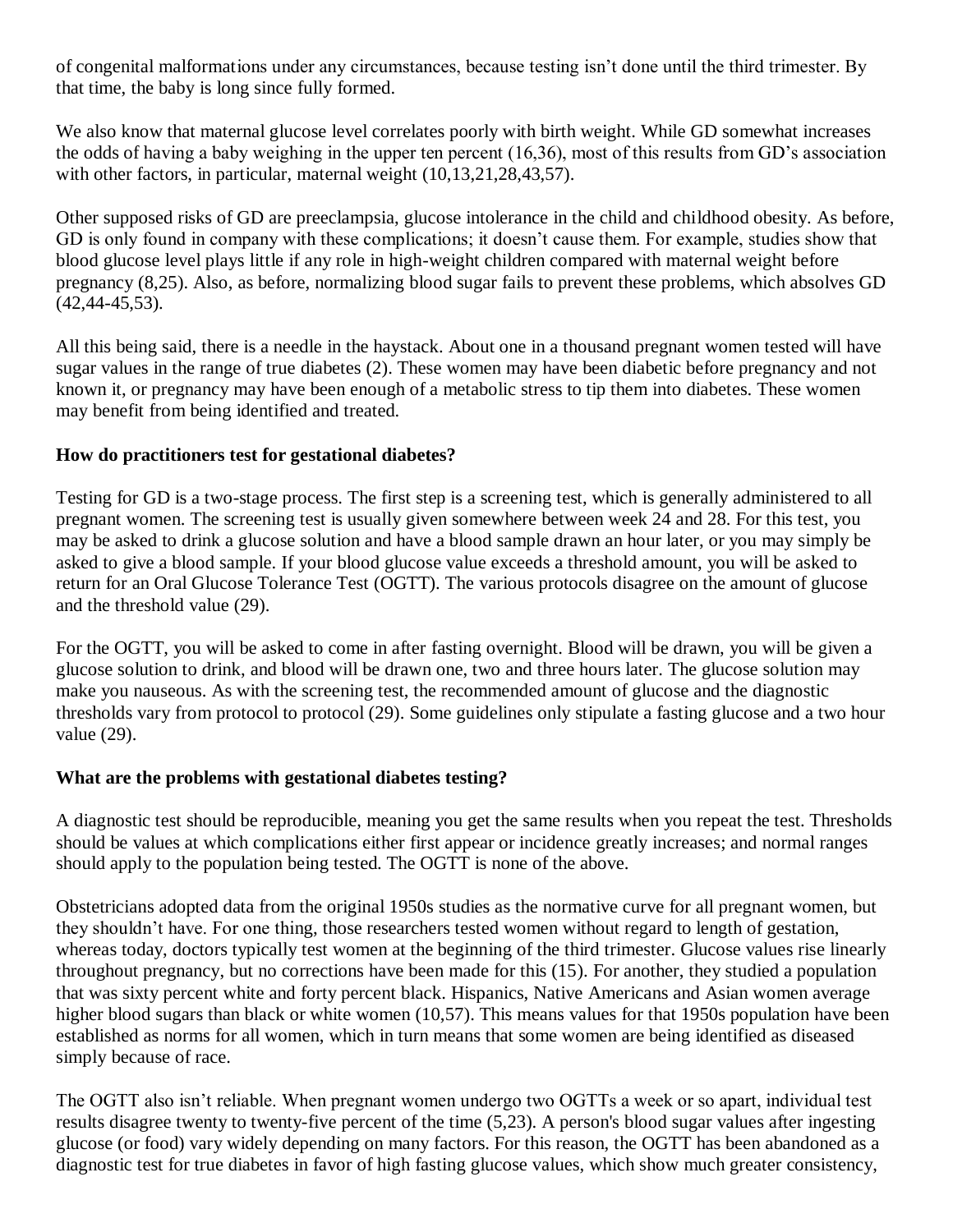of congenital malformations under any circumstances, because testing isn't done until the third trimester. By that time, the baby is long since fully formed.

We also know that maternal glucose level correlates poorly with birth weight. While GD somewhat increases the odds of having a baby weighing in the upper ten percent (16,36), most of this results from GD's association with other factors, in particular, maternal weight (10,13,21,28,43,57).

Other supposed risks of GD are preeclampsia, glucose intolerance in the child and childhood obesity. As before, GD is only found in company with these complications; it doesn't cause them. For example, studies show that blood glucose level plays little if any role in high-weight children compared with maternal weight before pregnancy (8,25). Also, as before, normalizing blood sugar fails to prevent these problems, which absolves GD (42,44-45,53).

All this being said, there is a needle in the haystack. About one in a thousand pregnant women tested will have sugar values in the range of true diabetes (2). These women may have been diabetic before pregnancy and not known it, or pregnancy may have been enough of a metabolic stress to tip them into diabetes. These women may benefit from being identified and treated.

**How do practitioners test for gestational diabetes?**

Testing for GD is a two-stage process. The first step is a screening test, which is generally administered to all pregnant women. The screening test is usually given somewhere between week 24 and 28. For this test, you may be asked to drink a glucose solution and have a blood sample drawn an hour later, or you may simply be asked to give a blood sample. If your blood glucose value exceeds a threshold amount, you will be asked to return for an Oral Glucose Tolerance Test (OGTT). The various protocols disagree on the amount of glucose and the threshold value (29).

For the OGTT, you will be asked to come in after fasting overnight. Blood will be drawn, you will be given a glucose solution to drink, and blood will be drawn one, two and three hours later. The glucose solution may make you nauseous. As with the screening test, the recommended amount of glucose and the diagnostic thresholds vary from protocol to protocol (29). Some guidelines only stipulate a fasting glucose and a two hour value (29).

**What are the problems with gestational diabetes testing?**

A diagnostic test should be reproducible, meaning you get the same results when you repeat the test. Thresholds should be values at which complications either first appear or incidence greatly increases; and normal ranges should apply to the population being tested. The OGTT is none of the above.

Obstetricians adopted data from the original 1950s studies as the normative curve for all pregnant women, but they shouldn't have. For one thing, those researchers tested women without regard to length of gestation, whereas today, doctors typically test women at the beginning of the third trimester. Glucose values rise linearly throughout pregnancy, but no corrections have been made for this (15). For another, they studied a population that was sixty percent white and forty percent black. Hispanics, Native Americans and Asian women average higher blood sugars than black or white women (10,57). This means values for that 1950s population have been established as norms for all women, which in turn means that some women are being identified as diseased simply because of race.

The OGTT also isn't reliable. When pregnant women undergo two OGTTs a week or so apart, individual test results disagree twenty to twenty-five percent of the time (5,23). A person's blood sugar values after ingesting glucose (or food) vary widely depending on many factors. For this reason, the OGTT has been abandoned as a diagnostic test for true diabetes in favor of high fasting glucose values, which show much greater consistency,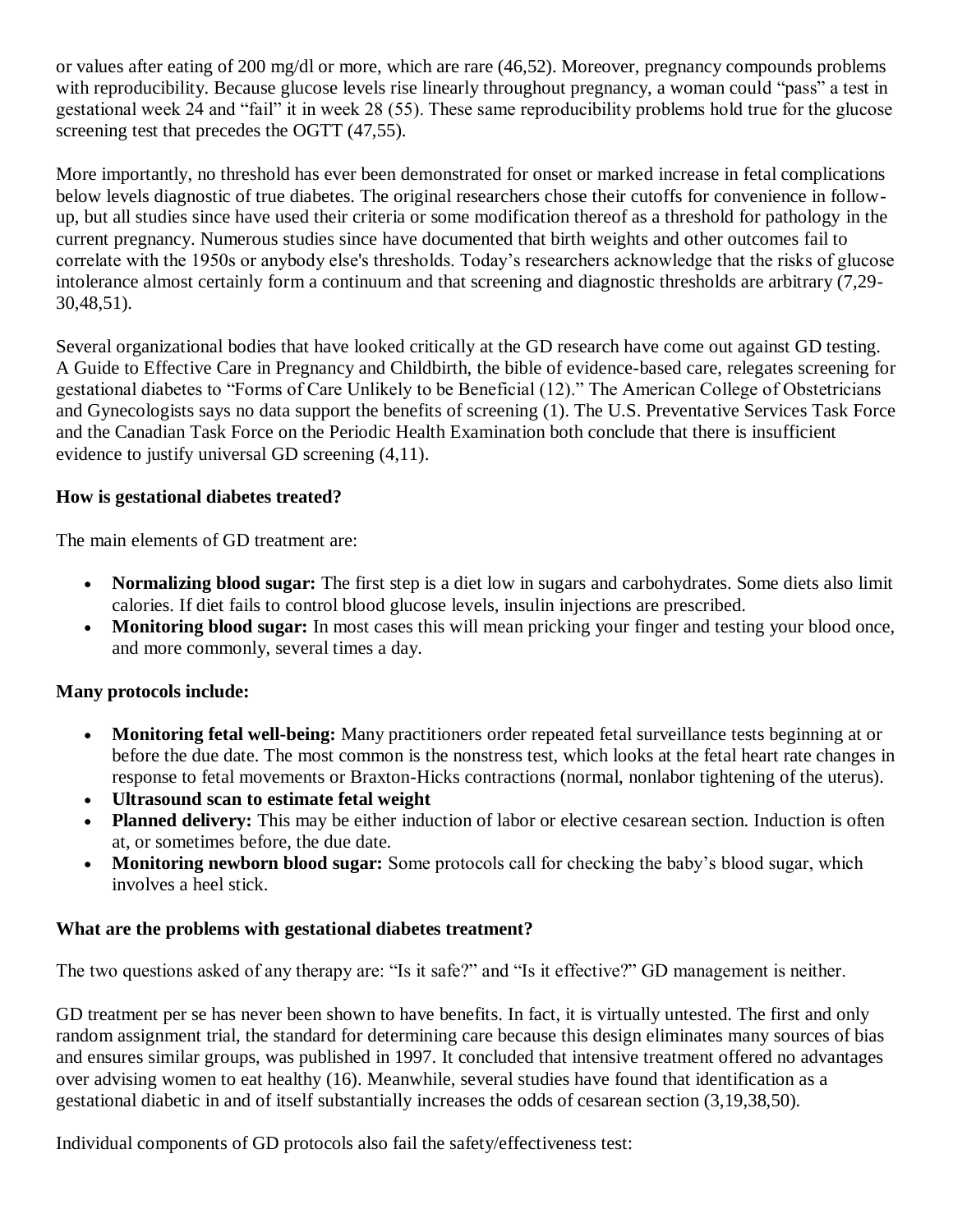or values after eating of 200 mg/dl or more, which are rare (46,52). Moreover, pregnancy compounds problems with reproducibility. Because glucose levels rise linearly throughout pregnancy, a woman could "pass" a test in gestational week 24 and "fail" it in week 28 (55). These same reproducibility problems hold true for the glucose screening test that precedes the OGTT (47,55).

More importantly, no threshold has ever been demonstrated for onset or marked increase in fetal complications below levels diagnostic of true diabetes. The original researchers chose their cutoffs for convenience in follow-up, but all studies since have used their criteria or some modification thereof as a threshold for pathology in the current pregnancy. Numerous studies since have documented that birth weights and other outcomes fail to correlate with the 1950s or anybody else's thresholds. Today's researchers acknowledge that the risks of glucose intolerance almost certainly form a continuum and that screening and diagnostic thresholds are arbitrary (7,29-30,48,51).

Several organizational bodies that have looked critically at the GD research have come out against GD testing. A Guide to Effective Care in Pregnancy and Childbirth, the bible of evidence-based care, relegates screening for gestational diabetes to "Forms of Care Unlikely to be Beneficial (12)." The American College of Obstetricians and Gynecologists says no data support the benefits of screening (1). The U.S. Preventative Services Task Force and the Canadian Task Force on the Periodic Health Examination both conclude that there is insufficient evidence to justify universal GD screening (4,11).

### How is gestational diabetes treated?

The main elements of GD treatment are:

- **Normalizing blood sugar:** The first step is a diet low in sugars and carbohydrates. Some diets also limit calories. If diet fails to control blood glucose levels, insulin injections are prescribed.
- **Monitoring blood sugar:** In most cases this will mean pricking your finger and testing your blood once, and more commonly, several times a day.

### Many protocols include:

- **Monitoring fetal well-being:** Many practitioners order repeated fetal surveillance tests beginning at or before the due date. The most common is the nonstress test, which looks at the fetal heart rate changes in response to fetal movements or Braxton-Hicks contractions (normal, nonlabor tightening of the uterus).
- **Ultrasound scan to estimate fetal weight**
- **Planned delivery:** This may be either induction of labor or elective cesarean section. Induction is often at, or sometimes before, the due date.
- **Monitoring newborn blood sugar:** Some protocols call for checking the baby's blood sugar, which involves a heel stick.

### What are the problems with gestational diabetes treatment?

The two questions asked of any therapy are: "Is it safe?" and "Is it effective?" GD management is neither.

GD treatment per se has never been shown to have benefits. In fact, it is virtually untested. The first and only random assignment trial, the standard for determining care because this design eliminates many sources of bias and ensures similar groups, was published in 1997. It concluded that intensive treatment offered no advantages over advising women to eat healthy (16). Meanwhile, several studies have found that identification as a gestational diabetic in and of itself substantially increases the odds of cesarean section (3,19,38,50).

Individual components of GD protocols also fail the safety/effectiveness test: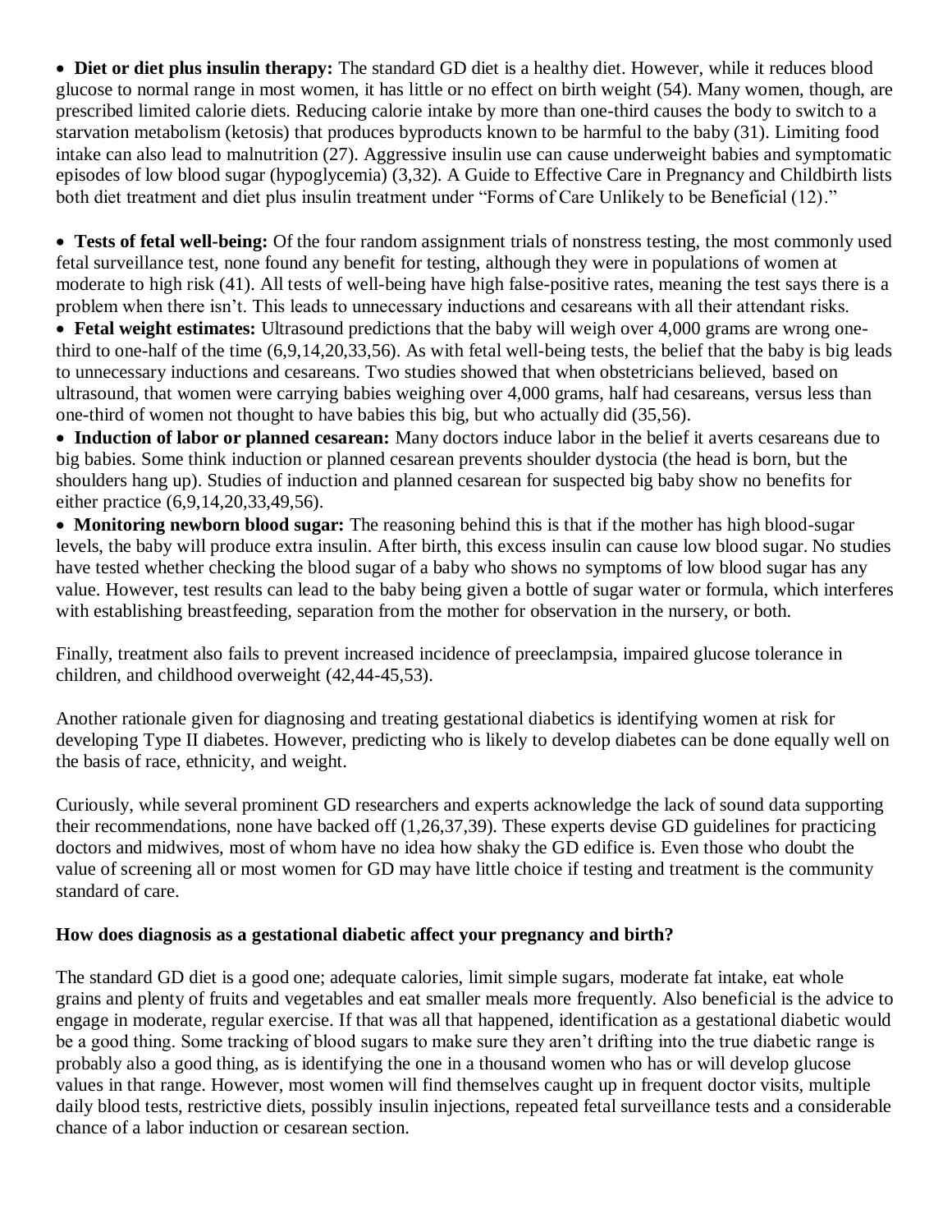- **Diet or diet plus insulin therapy:** The standard GD diet is a healthy diet. However, while it reduces blood glucose to normal range in most women, it has little or no effect on birth weight (54). Many women, though, are prescribed limited calorie diets. Reducing calorie intake by more than one-third causes the body to switch to a starvation metabolism (ketosis) that produces byproducts known to be harmful to the baby (31). Limiting food intake can also lead to malnutrition (27). Aggressive insulin use can cause underweight babies and symptomatic episodes of low blood sugar (hypoglycemia) (3,32). A Guide to Effective Care in Pregnancy and Childbirth lists both diet treatment and diet plus insulin treatment under "Forms of Care Unlikely to be Beneficial (12)."

- **Tests of fetal well-being:** Of the four random assignment trials of nonstress testing, the most commonly used fetal surveillance test, none found any benefit for testing, although they were in populations of women at moderate to high risk (41). All tests of well-being have high false-positive rates, meaning the test says there is a problem when there isn't. This leads to unnecessary inductions and cesareans with all their attendant risks.
- **Fetal weight estimates:** Ultrasound predictions that the baby will weigh over 4,000 grams are wrong one-third to one-half of the time (6,9,14,20,33,56). As with fetal well-being tests, the belief that the baby is big leads to unnecessary inductions and cesareans. Two studies showed that when obstetricians believed, based on ultrasound, that women were carrying babies weighing over 4,000 grams, half had cesareans, versus less than one-third of women not thought to have babies this big, but who actually did (35,56).
- **Induction of labor or planned cesarean:** Many doctors induce labor in the belief it averts cesareans due to big babies. Some think induction or planned cesarean prevents shoulder dystocia (the head is born, but the shoulders hang up). Studies of induction and planned cesarean for suspected big baby show no benefits for either practice (6,9,14,20,33,49,56).
- **Monitoring newborn blood sugar:** The reasoning behind this is that if the mother has high blood-sugar levels, the baby will produce extra insulin. After birth, this excess insulin can cause low blood sugar. No studies have tested whether checking the blood sugar of a baby who shows no symptoms of low blood sugar has any value. However, test results can lead to the baby being given a bottle of sugar water or formula, which interferes with establishing breastfeeding, separation from the mother for observation in the nursery, or both.

Finally, treatment also fails to prevent increased incidence of preeclampsia, impaired glucose tolerance in children, and childhood overweight (42,44-45,53).

Another rationale given for diagnosing and treating gestational diabetics is identifying women at risk for developing Type II diabetes. However, predicting who is likely to develop diabetes can be done equally well on the basis of race, ethnicity, and weight.

Curiously, while several prominent GD researchers and experts acknowledge the lack of sound data supporting their recommendations, none have backed off (1,26,37,39). These experts devise GD guidelines for practicing doctors and midwives, most of whom have no idea how shaky the GD edifice is. Even those who doubt the value of screening all or most women for GD may have little choice if testing and treatment is the community standard of care.

**How does diagnosis as a gestational diabetic affect your pregnancy and birth?**

The standard GD diet is a good one; adequate calories, limit simple sugars, moderate fat intake, eat whole grains and plenty of fruits and vegetables and eat smaller meals more frequently. Also beneficial is the advice to engage in moderate, regular exercise. If that was all that happened, identification as a gestational diabetic would be a good thing. Some tracking of blood sugars to make sure they aren't drifting into the true diabetic range is probably also a good thing, as is identifying the one in a thousand women who has or will develop glucose values in that range. However, most women will find themselves caught up in frequent doctor visits, multiple daily blood tests, restrictive diets, possibly insulin injections, repeated fetal surveillance tests and a considerable chance of a labor induction or cesarean section.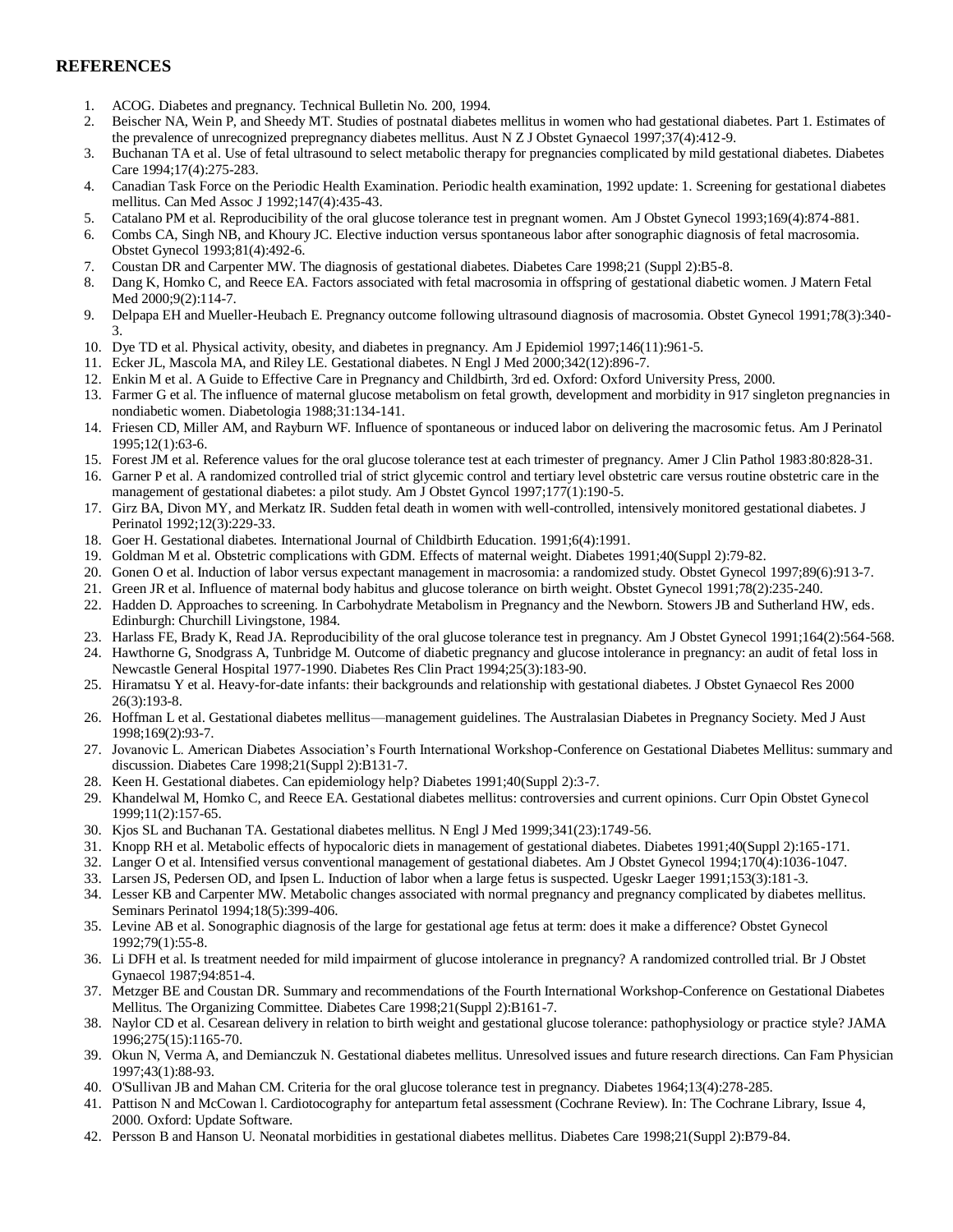## REFERENCES

1. ACOG. Diabetes and pregnancy. Technical Bulletin No. 200, 1994.
2. Beischer NA, Wein P, and Sheedy MT. Studies of postnatal diabetes mellitus in women who had gestational diabetes. Part 1. Estimates of the prevalence of unrecognized prepregnancy diabetes mellitus. Aust N Z J Obstet Gynaecol 1997;37(4):412-9.
3. Buchanan TA et al. Use of fetal ultrasound to select metabolic therapy for pregnancies complicated by mild gestational diabetes. Diabetes Care 1994;17(4):275-283.
4. Canadian Task Force on the Periodic Health Examination. Periodic health examination, 1992 update: 1. Screening for gestational diabetes mellitus. Can Med Assoc J 1992;147(4):435-43.
5. Catalano PM et al. Reproducibility of the oral glucose tolerance test in pregnant women. Am J Obstet Gynecol 1993;169(4):874-881.
6. Combs CA, Singh NB, and Khoury JC. Elective induction versus spontaneous labor after sonographic diagnosis of fetal macrosomia. Obstet Gynecol 1993;81(4):492-6.
7. Coustan DR and Carpenter MW. The diagnosis of gestational diabetes. Diabetes Care 1998;21 (Suppl 2):B5-8.
8. Dang K, Homko C, and Reece EA. Factors associated with fetal macrosomia in offspring of gestational diabetic women. J Matern Fetal Med 2000;9(2):114-7.
9. Delpapa EH and Mueller-Heubach E. Pregnancy outcome following ultrasound diagnosis of macrosomia. Obstet Gynecol 1991;78(3):340-3.
10. Dye TD et al. Physical activity, obesity, and diabetes in pregnancy. Am J Epidemiol 1997;146(11):961-5.
11. Ecker JL, Mascola MA, and Riley LE. Gestational diabetes. N Engl J Med 2000;342(12):896-7.
12. Enkin M et al. A Guide to Effective Care in Pregnancy and Childbirth, 3rd ed. Oxford: Oxford University Press, 2000.
13. Farmer G et al. The influence of maternal glucose metabolism on fetal growth, development and morbidity in 917 singleton pregnancies in nondiabetic women. Diabetologia 1988;31:134-141.
14. Friesen CD, Miller AM, and Rayburn WF. Influence of spontaneous or induced labor on delivering the macrosomic fetus. Am J Perinatol 1995;12(1):63-6.
15. Forest JM et al. Reference values for the oral glucose tolerance test at each trimester of pregnancy. Amer J Clin Pathol 1983:80:828-31.
16. Garner P et al. A randomized controlled trial of strict glycemic control and tertiary level obstetric care versus routine obstetric care in the management of gestational diabetes: a pilot study. Am J Obstet Gyncol 1997;177(1):190-5.
17. Girz BA, Divon MY, and Merkatz IR. Sudden fetal death in women with well-controlled, intensively monitored gestational diabetes. J Perinatol 1992;12(3):229-33.
18. Goer H. Gestational diabetes. International Journal of Childbirth Education. 1991;6(4):1991.
19. Goldman M et al. Obstetric complications with GDM. Effects of maternal weight. Diabetes 1991;40(Suppl 2):79-82.
20. Gonen O et al. Induction of labor versus expectant management in macrosomia: a randomized study. Obstet Gynecol 1997;89(6):913-7.
21. Green JR et al. Influence of maternal body habitus and glucose tolerance on birth weight. Obstet Gynecol 1991;78(2):235-240.
22. Hadden D. Approaches to screening. In Carbohydrate Metabolism in Pregnancy and the Newborn. Stowers JB and Sutherland HW, eds. Edinburgh: Churchill Livingstone, 1984.
23. Harlass FE, Brady K, Read JA. Reproducibility of the oral glucose tolerance test in pregnancy. Am J Obstet Gynecol 1991;164(2):564-568.
24. Hawthorne G, Snodgrass A, Tunbridge M. Outcome of diabetic pregnancy and glucose intolerance in pregnancy: an audit of fetal loss in Newcastle General Hospital 1977-1990. Diabetes Res Clin Pract 1994;25(3):183-90.
25. Hiramatsu Y et al. Heavy-for-date infants: their backgrounds and relationship with gestational diabetes. J Obstet Gynaecol Res 2000 26(3):193-8.
26. Hoffman L et al. Gestational diabetes mellitus—management guidelines. The Australasian Diabetes in Pregnancy Society. Med J Aust 1998;169(2):93-7.
27. Jovanovic L. American Diabetes Association's Fourth International Workshop-Conference on Gestational Diabetes Mellitus: summary and discussion. Diabetes Care 1998;21(Suppl 2):B131-7.
28. Keen H. Gestational diabetes. Can epidemiology help? Diabetes 1991;40(Suppl 2):3-7.
29. Khandelwal M, Homko C, and Reece EA. Gestational diabetes mellitus: controversies and current opinions. Curr Opin Obstet Gynecol 1999;11(2):157-65.
30. Kjos SL and Buchanan TA. Gestational diabetes mellitus. N Engl J Med 1999;341(23):1749-56.
31. Knopp RH et al. Metabolic effects of hypocaloric diets in management of gestational diabetes. Diabetes 1991;40(Suppl 2):165-171.
32. Langer O et al. Intensified versus conventional management of gestational diabetes. Am J Obstet Gynecol 1994;170(4):1036-1047.
33. Larsen JS, Pedersen OD, and Ipsen L. Induction of labor when a large fetus is suspected. Ugeskr Laeger 1991;153(3):181-3.
34. Lesser KB and Carpenter MW. Metabolic changes associated with normal pregnancy and pregnancy complicated by diabetes mellitus. Seminars Perinatol 1994;18(5):399-406.
35. Levine AB et al. Sonographic diagnosis of the large for gestational age fetus at term: does it make a difference? Obstet Gynecol 1992;79(1):55-8.
36. Li DFH et al. Is treatment needed for mild impairment of glucose intolerance in pregnancy? A randomized controlled trial. Br J Obstet Gynaecol 1987;94:851-4.
37. Metzger BE and Coustan DR. Summary and recommendations of the Fourth International Workshop-Conference on Gestational Diabetes Mellitus. The Organizing Committee. Diabetes Care 1998;21(Suppl 2):B161-7.
38. Naylor CD et al. Cesarean delivery in relation to birth weight and gestational glucose tolerance: pathophysiology or practice style? JAMA 1996;275(15):1165-70.
39. Okun N, Verma A, and Demianczuk N. Gestational diabetes mellitus. Unresolved issues and future research directions. Can Fam Physician 1997;43(1):88-93.
40. O'Sullivan JB and Mahan CM. Criteria for the oral glucose tolerance test in pregnancy. Diabetes 1964;13(4):278-285.
41. Pattison N and McCowan l. Cardiotocography for antepartum fetal assessment (Cochrane Review). In: The Cochrane Library, Issue 4, 2000. Oxford: Update Software.
42. Persson B and Hanson U. Neonatal morbidities in gestational diabetes mellitus. Diabetes Care 1998;21(Suppl 2):B79-84.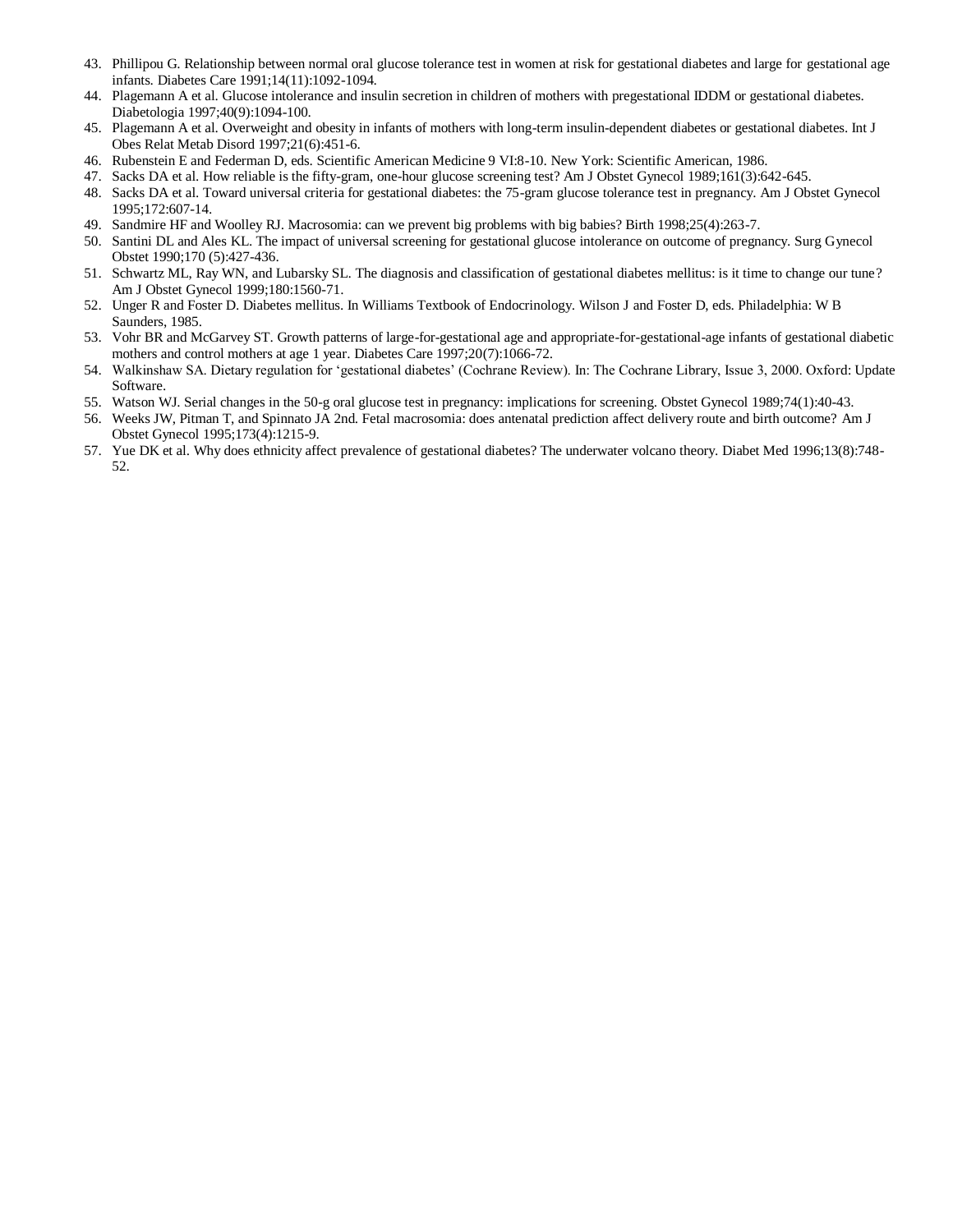43. Phillipou G. Relationship between normal oral glucose tolerance test in women at risk for gestational diabetes and large for gestational age infants. Diabetes Care 1991;14(11):1092-1094.
44. Plagemann A et al. Glucose intolerance and insulin secretion in children of mothers with pregestational IDDM or gestational diabetes. Diabetologia 1997;40(9):1094-100.
45. Plagemann A et al. Overweight and obesity in infants of mothers with long-term insulin-dependent diabetes or gestational diabetes. Int J Obes Relat Metab Disord 1997;21(6):451-6.
46. Rubenstein E and Federman D, eds. Scientific American Medicine 9 VI:8-10. New York: Scientific American, 1986.
47. Sacks DA et al. How reliable is the fifty-gram, one-hour glucose screening test? Am J Obstet Gynecol 1989;161(3):642-645.
48. Sacks DA et al. Toward universal criteria for gestational diabetes: the 75-gram glucose tolerance test in pregnancy. Am J Obstet Gynecol 1995;172:607-14.
49. Sandmire HF and Woolley RJ. Macrosomia: can we prevent big problems with big babies? Birth 1998;25(4):263-7.
50. Santini DL and Ales KL. The impact of universal screening for gestational glucose intolerance on outcome of pregnancy. Surg Gynecol Obstet 1990;170 (5):427-436.
51. Schwartz ML, Ray WN, and Lubarsky SL. The diagnosis and classification of gestational diabetes mellitus: is it time to change our tune? Am J Obstet Gynecol 1999;180:1560-71.
52. Unger R and Foster D. Diabetes mellitus. In Williams Textbook of Endocrinology. Wilson J and Foster D, eds. Philadelphia: W B Saunders, 1985.
53. Vohr BR and McGarvey ST. Growth patterns of large-for-gestational age and appropriate-for-gestational-age infants of gestational diabetic mothers and control mothers at age 1 year. Diabetes Care 1997;20(7):1066-72.
54. Walkinshaw SA. Dietary regulation for 'gestational diabetes' (Cochrane Review). In: The Cochrane Library, Issue 3, 2000. Oxford: Update Software.
55. Watson WJ. Serial changes in the 50-g oral glucose test in pregnancy: implications for screening. Obstet Gynecol 1989;74(1):40-43.
56. Weeks JW, Pitman T, and Spinnato JA 2nd. Fetal macrosomia: does antenatal prediction affect delivery route and birth outcome? Am J Obstet Gynecol 1995;173(4):1215-9.
57. Yue DK et al. Why does ethnicity affect prevalence of gestational diabetes? The underwater volcano theory. Diabet Med 1996;13(8):748-52.